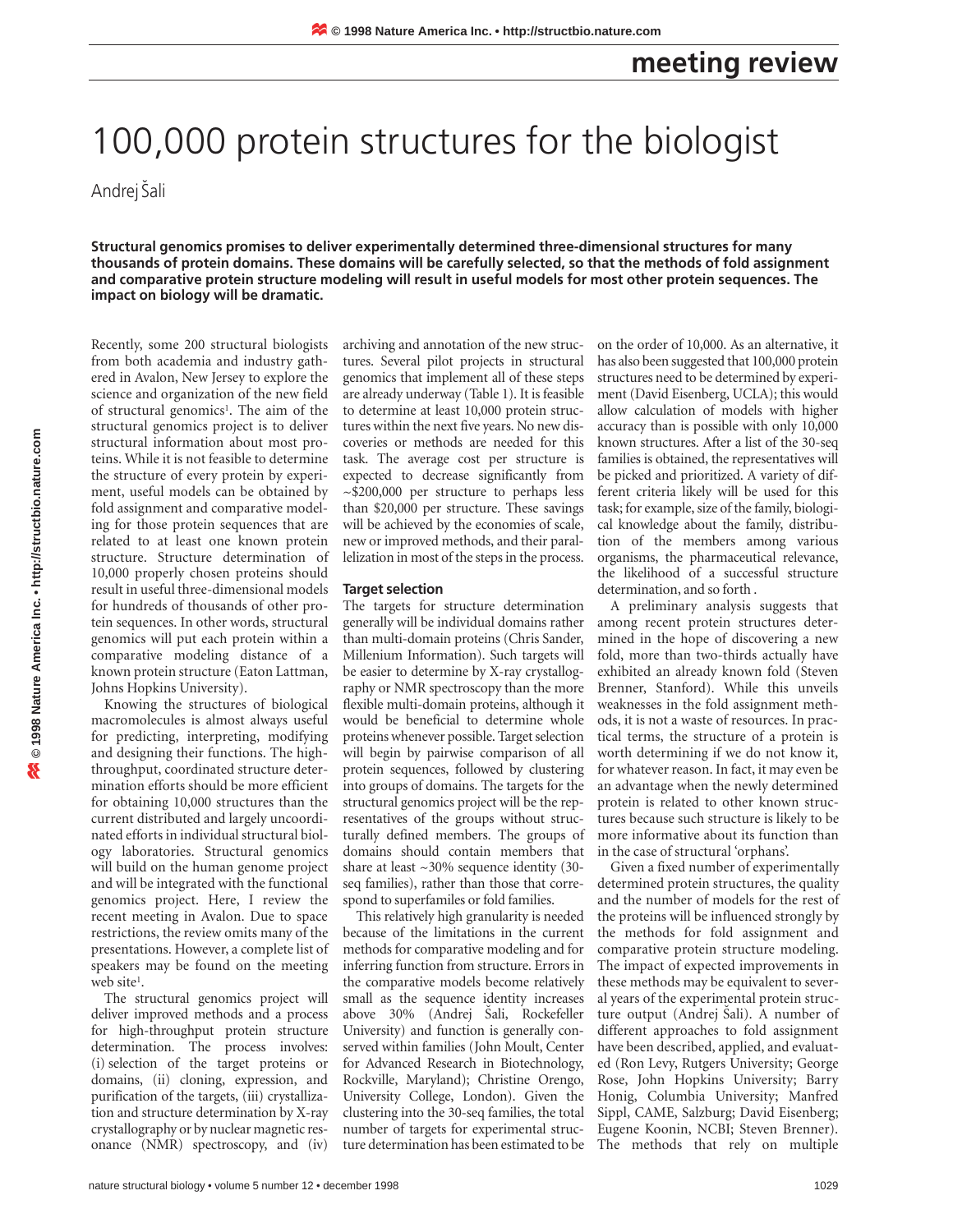# 100,000 protein structures for the biologist

Andrej Šali

**Structural genomics promises to deliver experimentally determined three-dimensional structures for many thousands of protein domains. These domains will be carefully selected, so that the methods of fold assignment and comparative protein structure modeling will result in useful models for most other protein sequences. The impact on biology will be dramatic.**

Recently, some 200 structural biologists from both academia and industry gathered in Avalon, New Jersey to explore the science and organization of the new field of structural genomics[1]. The aim of the structural genomics project is to deliver structural information about most proteins. While it is not feasible to determine the structure of every protein by experiment, useful models can be obtained by fold assignment and comparative modeling for those protein sequences that are related to at least one known protein structure. Structure determination of 10,000 properly chosen proteins should result in useful three-dimensional models for hundreds of thousands of other protein sequences. In other words, structural genomics will put each protein within a comparative modeling distance of a known protein structure (Eaton Lattman, Johns Hopkins University).

Knowing the structures of biological macromolecules is almost always useful for predicting, interpreting, modifying and designing their functions. The high-throughput, coordinated structure determination efforts should be more efficient for obtaining 10,000 structures than the current distributed and largely uncoordinated efforts in individual structural biology laboratories. Structural genomics will build on the human genome project and will be integrated with the functional genomics project. Here, I review the recent meeting in Avalon. Due to space restrictions, the review omits many of the presentations. However, a complete list of speakers may be found on the meeting web site[1].

The structural genomics project will deliver improved methods and a process for high-throughput protein structure determination. The process involves: (i) selection of the target proteins or domains, (ii) cloning, expression, and purification of the targets, (iii) crystallization and structure determination by X-ray crystallography or by nuclear magnetic resonance (NMR) spectroscopy, and (iv) archiving and annotation of the new structures. Several pilot projects in structural genomics that implement all of these steps are already underway (Table 1). It is feasible to determine at least 10,000 protein structures within the next five years. No new discoveries or methods are needed for this task. The average cost per structure is expected to decrease significantly from ~$200,000 per structure to perhaps less than $20,000 per structure. These savings will be achieved by the economies of scale, new or improved methods, and their parallelization in most of the steps in the process.

### Target selection

The targets for structure determination generally will be individual domains rather than multi-domain proteins (Chris Sander, Millenium Information). Such targets will be easier to determine by X-ray crystallography or NMR spectroscopy than the more flexible multi-domain proteins, although it would be beneficial to determine whole proteins whenever possible. Target selection will begin by pairwise comparison of all protein sequences, followed by clustering into groups of domains. The targets for the structural genomics project will be the representatives of the groups without structurally defined members. The groups of domains should contain members that share at least ~30% sequence identity (30-seq families), rather than those that correspond to superfamiles or fold families.

This relatively high granularity is needed because of the limitations in the current methods for comparative modeling and for inferring function from structure. Errors in the comparative models become relatively small as the sequence identity increases above 30% (Andrej Šali, Rockefeller University) and function is generally conserved within families (John Moult, Center for Advanced Research in Biotechnology, Rockville, Maryland); Christine Orengo, University College, London). Given the clustering into the 30-seq families, the total number of targets for experimental structure determination has been estimated to be on the order of 10,000. As an alternative, it has also been suggested that 100,000 protein structures need to be determined by experiment (David Eisenberg, UCLA); this would allow calculation of models with higher accuracy than is possible with only 10,000 known structures. After a list of the 30-seq families is obtained, the representatives will be picked and prioritized. A variety of different criteria likely will be used for this task; for example, size of the family, biological knowledge about the family, distribution of the members among various organisms, the pharmaceutical relevance, the likelihood of a successful structure determination, and so forth .

A preliminary analysis suggests that among recent protein structures determined in the hope of discovering a new fold, more than two-thirds actually have exhibited an already known fold (Steven Brenner, Stanford). While this unveils weaknesses in the fold assignment methods, it is not a waste of resources. In practical terms, the structure of a protein is worth determining if we do not know it, for whatever reason. In fact, it may even be an advantage when the newly determined protein is related to other known structures because such structure is likely to be more informative about its function than in the case of structural 'orphans'.

Given a fixed number of experimentally determined protein structures, the quality and the number of models for the rest of the proteins will be influenced strongly by the methods for fold assignment and comparative protein structure modeling. The impact of expected improvements in these methods may be equivalent to several years of the experimental protein structure output (Andrej Šali). A number of different approaches to fold assignment have been described, applied, and evaluated (Ron Levy, Rutgers University; George Rose, John Hopkins University; Barry Honig, Columbia University; Manfred Sippl, CAME, Salzburg; David Eisenberg; Eugene Koonin, NCBI; Steven Brenner). The methods that rely on multiple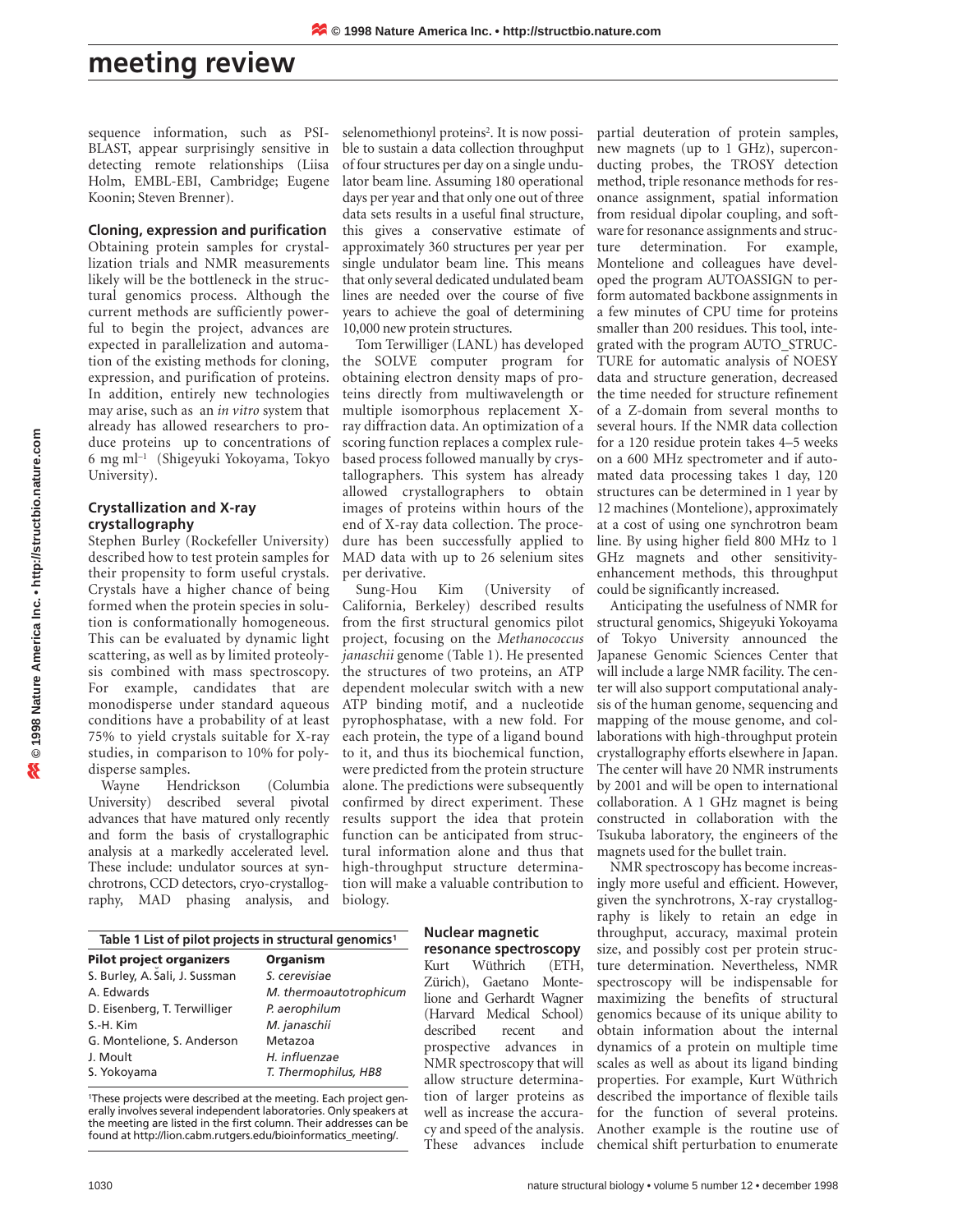sequence information, such as PSI-BLAST, appear surprisingly sensitive in detecting remote relationships (Liisa Holm, EMBL-EBI, Cambridge; Eugene Koonin; Steven Brenner).

### Cloning, expression and purification

Obtaining protein samples for crystallization trials and NMR measurements likely will be the bottleneck in the structural genomics process. Although the current methods are sufficiently powerful to begin the project, advances are expected in parallelization and automation of the existing methods for cloning, expression, and purification of proteins. In addition, entirely new technologies may arise, such as an *in vitro* system that already has allowed researchers to produce proteins up to concentrations of 6 mg ml$^{-1}$ (Shigeyuki Yokoyama, Tokyo University).

### Crystallization and X-ray crystallography

Stephen Burley (Rockefeller University) described how to test protein samples for their propensity to form useful crystals. Crystals have a higher chance of being formed when the protein species in solution is conformationally homogeneous. This can be evaluated by dynamic light scattering, as well as by limited proteolysis combined with mass spectroscopy. For example, candidates that are monodisperse under standard aqueous conditions have a probability of at least 75% to yield crystals suitable for X-ray studies, in comparison to 10% for polydisperse samples.

Wayne Hendrickson (Columbia University) described several pivotal advances that have matured only recently and form the basis of crystallographic analysis at a markedly accelerated level. These include: undulator sources at synchrotrons, CCD detectors, cryo-crystallography, MAD phasing analysis, and selenomethionyl proteins[2]. It is now possible to sustain a data collection throughput of four structures per day on a single undulator beam line. Assuming 180 operational days per year and that only one out of three data sets results in a useful final structure, this gives a conservative estimate of approximately 360 structures per year per single undulator beam line. This means that only several dedicated undulated beam lines are needed over the course of five years to achieve the goal of determining 10,000 new protein structures.

Tom Terwilliger (LANL) has developed the SOLVE computer program for obtaining electron density maps of proteins directly from multiwavelength or multiple isomorphous replacement X-ray diffraction data. An optimization of a scoring function replaces a complex rule-based process followed manually by crystallographers. This system has already allowed crystallographers to obtain images of proteins within hours of the end of X-ray data collection. The procedure has been successfully applied to MAD data with up to 26 selenium sites per derivative.

Sung-Hou Kim (University of California, Berkeley) described results from the first structural genomics pilot project, focusing on the *Methanococcus janaschii* genome (Table 1). He presented the structures of two proteins, an ATP dependent molecular switch with a new ATP binding motif, and a nucleotide pyrophosphatase, with a new fold. For each protein, the type of a ligand bound to it, and thus its biochemical function, were predicted from the protein structure alone. The predictions were subsequently confirmed by direct experiment. These results support the idea that protein function can be anticipated from structural information alone and thus that high-throughput structure determination will make a valuable contribution to biology.

**Table 1 List of pilot projects in structural genomics[1]**

| Pilot project organizers | Organism |
|---|---|
| S. Burley, A. Šali, J. Sussman | *S. cerevisiae* |
| A. Edwards | *M. thermoautotrophicum* |
| D. Eisenberg, T. Terwilliger | *P. aerophilum* |
| S.-H. Kim | *M. janaschii* |
| G. Montelione, S. Anderson | Metazoa |
| J. Moult | *H. influenzae* |
| S. Yokoyama | *T. Thermophilus, HB8* |

[1]These projects were described at the meeting. Each project generally involves several independent laboratories. Only speakers at the meeting are listed in the first column. Their addresses can be found at http://lion.cabm.rutgers.edu/bioinformatics_meeting/.

### Nuclear magnetic resonance spectroscopy

Kurt Wüthrich (ETH, Zürich), Gaetano Montelione and Gerhardt Wagner (Harvard Medical School) described recent and prospective advances in NMR spectroscopy that will allow structure determination of larger proteins as well as increase the accuracy and speed of the analysis. These advances include partial deuteration of protein samples, new magnets (up to 1 GHz), superconducting probes, the TROSY detection method, triple resonance methods for resonance assignment, spatial information from residual dipolar coupling, and software for resonance assignments and structure determination. For example, Montelione and colleagues have developed the program AUTOASSIGN to perform automated backbone assignments in a few minutes of CPU time for proteins smaller than 200 residues. This tool, integrated with the program AUTO_STRUCTURE for automatic analysis of NOESY data and structure generation, decreased the time needed for structure refinement of a Z-domain from several months to several hours. If the NMR data collection for a 120 residue protein takes 4–5 weeks on a 600 MHz spectrometer and if automated data processing takes 1 day, 120 structures can be determined in 1 year by 12 machines (Montelione), approximately at a cost of using one synchrotron beam line. By using higher field 800 MHz to 1 GHz magnets and other sensitivity-enhancement methods, this throughput could be significantly increased.

Anticipating the usefulness of NMR for structural genomics, Shigeyuki Yokoyama of Tokyo University announced the Japanese Genomic Sciences Center that will include a large NMR facility. The center will also support computational analysis of the human genome, sequencing and mapping of the mouse genome, and collaborations with high-throughput protein crystallography efforts elsewhere in Japan. The center will have 20 NMR instruments by 2001 and will be open to international collaboration. A 1 GHz magnet is being constructed in collaboration with the Tsukuba laboratory, the engineers of the magnets used for the bullet train.

NMR spectroscopy has become increasingly more useful and efficient. However, given the synchrotrons, X-ray crystallography is likely to retain an edge in throughput, accuracy, maximal protein size, and possibly cost per protein structure determination. Nevertheless, NMR spectroscopy will be indispensable for maximizing the benefits of structural genomics because of its unique ability to obtain information about the internal dynamics of a protein on multiple time scales as well as about its ligand binding properties. For example, Kurt Wüthrich described the importance of flexible tails for the function of several proteins. Another example is the routine use of chemical shift perturbation to enumerate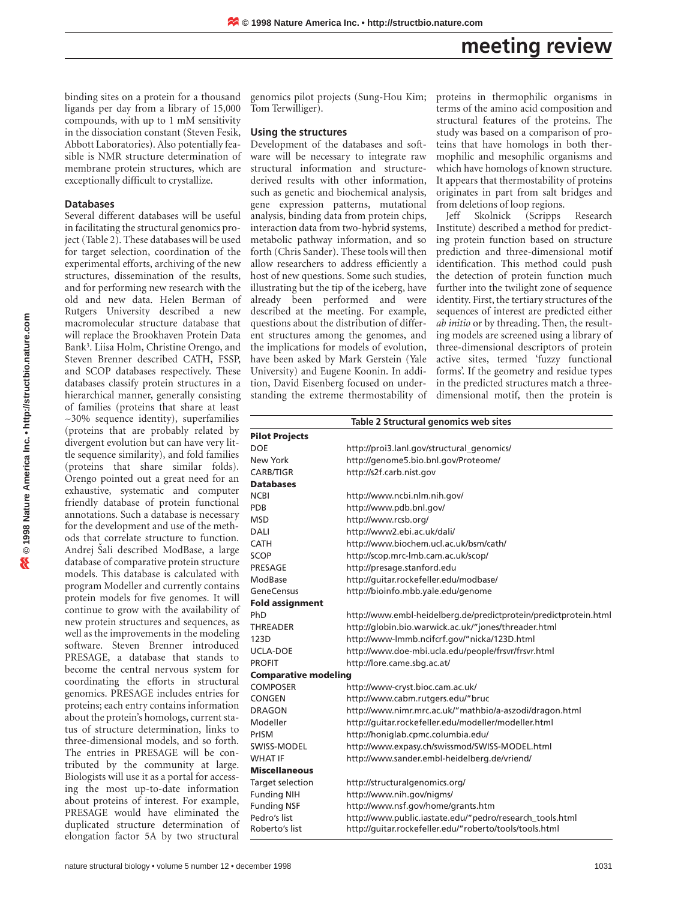binding sites on a protein for a thousand ligands per day from a library of 15,000 compounds, with up to 1 mM sensitivity in the dissociation constant (Steven Fesik, Abbott Laboratories). Also potentially feasible is NMR structure determination of membrane protein structures, which are exceptionally difficult to crystallize.

### Databases

Several different databases will be useful in facilitating the structural genomics project (Table 2). These databases will be used for target selection, coordination of the experimental efforts, archiving of the new structures, dissemination of the results, and for performing new research with the old and new data. Helen Berman of Rutgers University described a new macromolecular structure database that will replace the Brookhaven Protein Data Bank[3]. Liisa Holm, Christine Orengo, and Steven Brenner described CATH, FSSP, and SCOP databases respectively. These databases classify protein structures in a hierarchical manner, generally consisting of families (proteins that share at least ~30% sequence identity), superfamilies (proteins that are probably related by divergent evolution but can have very little sequence similarity), and fold families (proteins that share similar folds). Orengo pointed out a great need for an exhaustive, systematic and computer friendly database of protein functional annotations. Such a database is necessary for the development and use of the methods that correlate structure to function. Andrej Šali described ModBase, a large database of comparative protein structure models. This database is calculated with program Modeller and currently contains protein models for five genomes. It will continue to grow with the availability of new protein structures and sequences, as well as the improvements in the modeling software. Steven Brenner introduced PRESAGE, a database that stands to become the central nervous system for coordinating the efforts in structural genomics. PRESAGE includes entries for proteins; each entry contains information about the protein's homologs, current status of structure determination, links to three-dimensional models, and so forth. The entries in PRESAGE will be contributed by the community at large. Biologists will use it as a portal for accessing the most up-to-date information about proteins of interest. For example, PRESAGE would have eliminated the duplicated structure determination of elongation factor 5A by two structural genomics pilot projects (Sung-Hou Kim; Tom Terwilliger).

### Using the structures

Development of the databases and software will be necessary to integrate raw structural information and structure-derived results with other information, such as genetic and biochemical analysis, gene expression patterns, mutational analysis, binding data from protein chips, interaction data from two-hybrid systems, metabolic pathway information, and so forth (Chris Sander). These tools will then allow researchers to address efficiently a host of new questions. Some such studies, illustrating but the tip of the iceberg, have already been performed and were described at the meeting. For example, questions about the distribution of different structures among the genomes, and the implications for models of evolution, have been asked by Mark Gerstein (Yale University) and Eugene Koonin. In addition, David Eisenberg focused on understanding the extreme thermostability of proteins in thermophilic organisms in terms of the amino acid composition and structural features of the proteins. The study was based on a comparison of proteins that have homologs in both thermophilic and mesophilic organisms and which have homologs of known structure. It appears that thermostability of proteins originates in part from salt bridges and from deletions of loop regions.

Jeff Skolnick (Scripps Research Institute) described a method for predicting protein function based on structure prediction and three-dimensional motif identification. This method could push the detection of protein function much further into the twilight zone of sequence identity. First, the tertiary structures of the sequences of interest are predicted either *ab initio* or by threading. Then, the resulting models are screened using a library of three-dimensional descriptors of protein active sites, termed 'fuzzy functional forms'. If the geometry and residue types in the predicted structures match a three-dimensional motif, then the protein is

**Table 2 Structural genomics web sites**

| | |
|---|---|
| **Pilot Projects** | |
| DOE | http://proi3.lanl.gov/structural_genomics/ |
| New York | http://genome5.bio.bnl.gov/Proteome/ |
| CARB/TIGR | http://s2f.carb.nist.gov |
| **Databases** | |
| NCBI | http://www.ncbi.nlm.nih.gov/ |
| PDB | http://www.pdb.bnl.gov/ |
| MSD | http://www.rcsb.org/ |
| DALI | http://www2.ebi.ac.uk/dali/ |
| CATH | http://www.biochem.ucl.ac.uk/bsm/cath/ |
| SCOP | http://scop.mrc-lmb.cam.ac.uk/scop/ |
| PRESAGE | http://presage.stanford.edu |
| ModBase | http://guitar.rockefeller.edu/modbase/ |
| GeneCensus | http://bioinfo.mbb.yale.edu/genome |
| **Fold assignment** | |
| PhD | http://www.embl-heidelberg.de/predictprotein/predictprotein.html |
| THREADER | http://globin.bio.warwick.ac.uk/"jones/threader.html |
| 123D | http://www-lmmb.ncifcrf.gov/"nicka/123D.html |
| UCLA-DOE | http://www.doe-mbi.ucla.edu/people/frsvr/frsvr.html |
| PROFIT | http://lore.came.sbg.ac.at/ |
| **Comparative modeling** | |
| COMPOSER | http://www-cryst.bioc.cam.ac.uk/ |
| CONGEN | http://www.cabm.rutgers.edu/"bruc |
| DRAGON | http://www.nimr.mrc.ac.uk/"mathbio/a-aszodi/dragon.html |
| Modeller | http://guitar.rockefeller.edu/modeller/modeller.html |
| PrISM | http://honiglab.cpmc.columbia.edu/ |
| SWISS-MODEL | http://www.expasy.ch/swissmod/SWISS-MODEL.html |
| WHAT IF | http://www.sander.embl-heidelberg.de/vriend/ |
| **Miscellaneous** | |
| Target selection | http://structuralgenomics.org/ |
| Funding NIH | http://www.nih.gov/nigms/ |
| Funding NSF | http://www.nsf.gov/home/grants.htm |
| Pedro's list | http://www.public.iastate.edu/"pedro/research_tools.html |
| Roberto's list | http://guitar.rockefeller.edu/"roberto/tools/tools.html |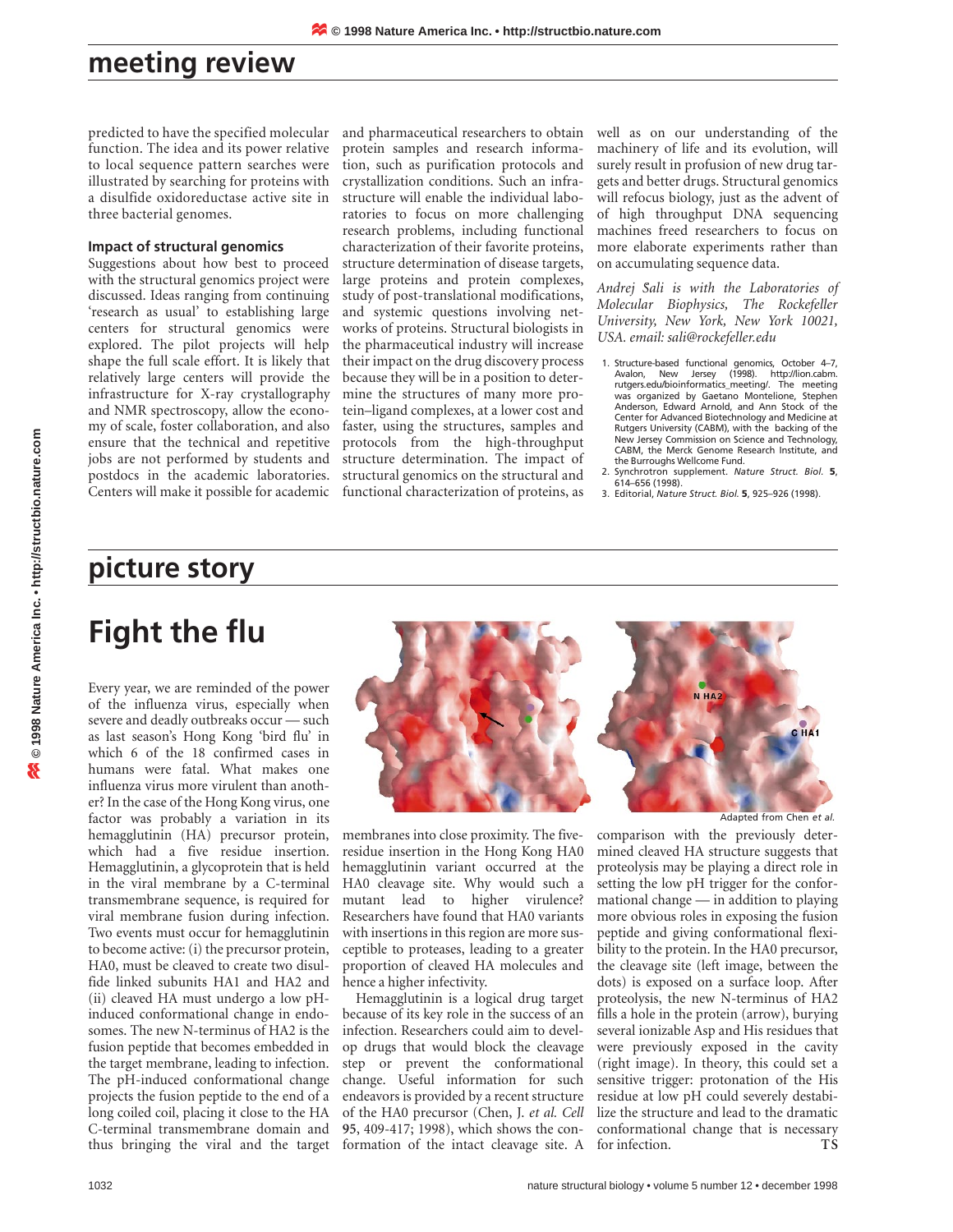predicted to have the specified molecular function. The idea and its power relative to local sequence pattern searches were illustrated by searching for proteins with a disulfide oxidoreductase active site in three bacterial genomes.

### Impact of structural genomics

Suggestions about how best to proceed with the structural genomics project were discussed. Ideas ranging from continuing 'research as usual' to establishing large centers for structural genomics were explored. The pilot projects will help shape the full scale effort. It is likely that relatively large centers will provide the infrastructure for X-ray crystallography and NMR spectroscopy, allow the economy of scale, foster collaboration, and also ensure that the technical and repetitive jobs are not performed by students and postdocs in the academic laboratories. Centers will make it possible for academic and pharmaceutical researchers to obtain protein samples and research information, such as purification protocols and crystallization conditions. Such an infrastructure will enable the individual laboratories to focus on more challenging research problems, including functional characterization of their favorite proteins, structure determination of disease targets, large proteins and protein complexes, study of post-translational modifications, and systemic questions involving networks of proteins. Structural biologists in the pharmaceutical industry will increase their impact on the drug discovery process because they will be in a position to determine the structures of many more protein–ligand complexes, at a lower cost and faster, using the structures, samples and protocols from the high-throughput structure determination. The impact of structural genomics on the structural and functional characterization of proteins, as well as on our understanding of the machinery of life and its evolution, will surely result in profusion of new drug targets and better drugs. Structural genomics will refocus biology, just as the advent of high throughput DNA sequencing machines freed researchers to focus on more elaborate experiments rather than on accumulating sequence data.

*Andrej Šali is with the Laboratories of Molecular Biophysics, The Rockefeller University, New York, New York 10021, USA. email: sali@rockefeller.edu*

1. Structure-based functional genomics, October 4–7, Avalon, New Jersey (1998). http://lion.cabm.rutgers.edu/bioinformatics_meeting/. The meeting was organized by Gaetano Montelione, Stephen Anderson, Edward Arnold, and Ann Stock of the Center for Advanced Biotechnology and Medicine at Rutgers University (CABM), with the backing of the New Jersey Commission on Science and Technology, CABM, the Merck Genome Research Institute, and the Burroughs Wellcome Fund.
2. Synchrotron supplement. *Nature Struct. Biol.* **5**, 614–656 (1998).
3. Editorial, *Nature Struct. Biol.* **5**, 925–926 (1998).

## picture story

# Fight the flu

Every year, we are reminded of the power of the influenza virus, especially when severe and deadly outbreaks occur — such as last season's Hong Kong 'bird flu' in which 6 of the 18 confirmed cases in humans were fatal. What makes one influenza virus more virulent than another? In the case of the Hong Kong virus, one factor was probably a variation in its hemagglutinin (HA) precursor protein, which had a five residue insertion. Hemagglutinin, a glycoprotein that is held in the viral membrane by a C-terminal transmembrane sequence, is required for viral membrane fusion during infection. Two events must occur for hemagglutinin to become active: (i) the precursor protein, HA0, must be cleaved to create two disulfide linked subunits HA1 and HA2 and (ii) cleaved HA must undergo a low pH-induced conformational change in endosomes. The new N-terminus of HA2 is the fusion peptide that becomes embedded in the target membrane, leading to infection. The pH-induced conformational change projects the fusion peptide to the end of a long coiled coil, placing it close to the HA C-terminal transmembrane domain and thus bringing the viral and the target membranes into close proximity. The five-residue insertion in the Hong Kong HA0 hemagglutinin variant occurred at the HA0 cleavage site. Why would such a mutant lead to higher virulence? Researchers have found that HA0 variants with insertions in this region are more susceptible to proteases, leading to a greater proportion of cleaved HA molecules and hence a higher infectivity.

N HA2

C HA1

Adapted from Chen *et al.*

Hemagglutinin is a logical drug target because of its key role in the success of an infection. Researchers could aim to develop drugs that would block the cleavage step or prevent the conformational change. Useful information for such endeavors is provided by a recent structure of the HA0 precursor (Chen, J. *et al. Cell* **95**, 409-417; 1998), which shows the conformation of the intact cleavage site. A comparison with the previously determined cleaved HA structure suggests that proteolysis may be playing a direct role in setting the low pH trigger for the conformational change — in addition to playing more obvious roles in exposing the fusion peptide and giving conformational flexibility to the protein. In the HA0 precursor, the cleavage site (left image, between the dots) is exposed on a surface loop. After proteolysis, the new N-terminus of HA2 fills a hole in the protein (arrow), burying several ionizable Asp and His residues that were previously exposed in the cavity (right image). In theory, this could set a sensitive trigger: protonation of the His residue at low pH could severely destabilize the structure and lead to the dramatic conformational change that is necessary for infection. **TS**